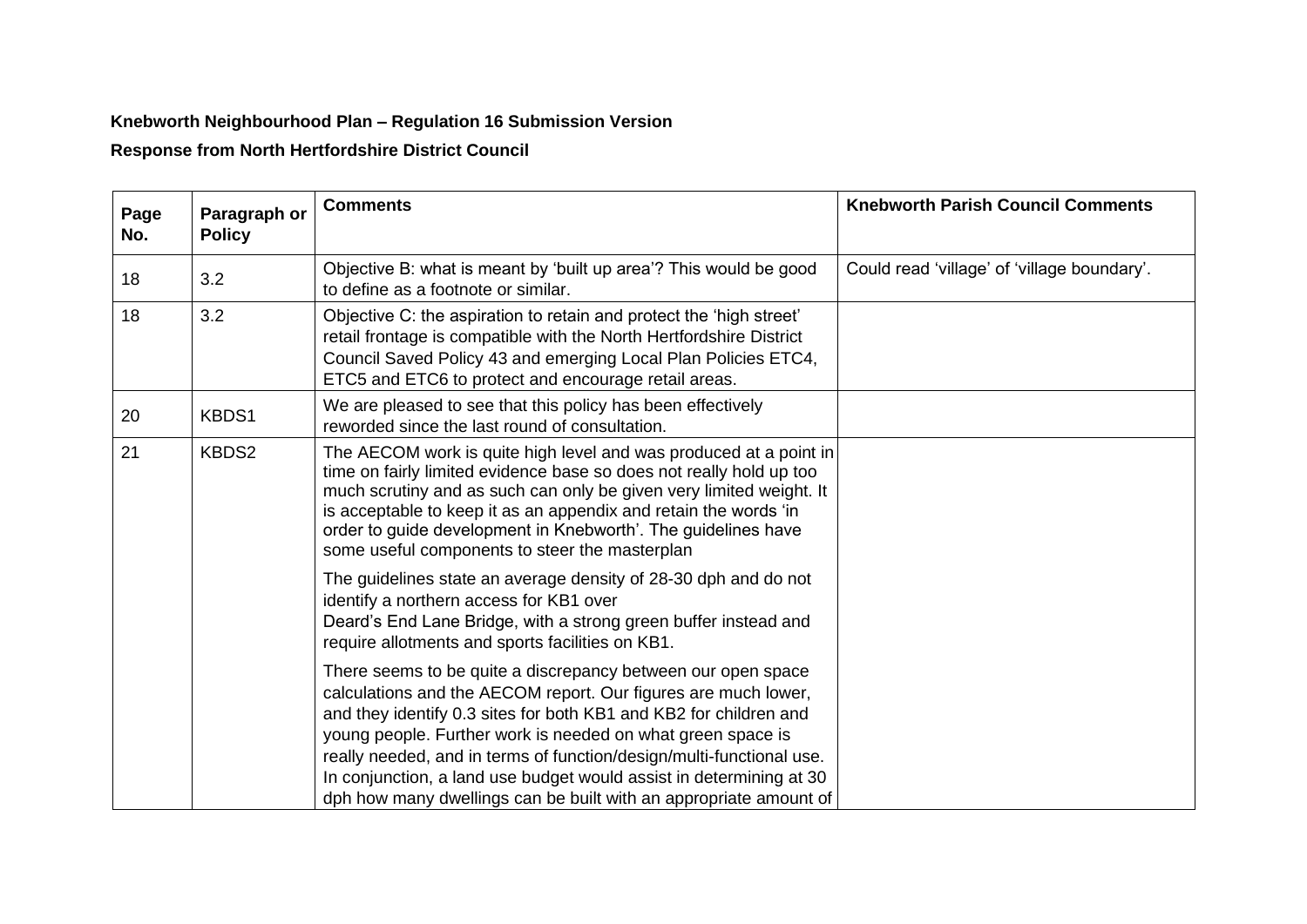**Knebworth Neighbourhood Plan – Regulation 16 Submission Version**

**Response from North Hertfordshire District Council**

| Page No. | Paragraph or Policy | Comments | Knebworth Parish Council Comments |
|---|---|---|---|
| 18 | 3.2 | Objective B: what is meant by 'built up area'? This would be good to define as a footnote or similar. | Could read 'village' of 'village boundary'. |
| 18 | 3.2 | Objective C: the aspiration to retain and protect the 'high street' retail frontage is compatible with the North Hertfordshire District Council Saved Policy 43 and emerging Local Plan Policies ETC4, ETC5 and ETC6 to protect and encourage retail areas. | |
| 20 | KBDS1 | We are pleased to see that this policy has been effectively reworded since the last round of consultation. | |
| 21 | KBDS2 | The AECOM work is quite high level and was produced at a point in time on fairly limited evidence base so does not really hold up too much scrutiny and as such can only be given very limited weight. It is acceptable to keep it as an appendix and retain the words 'in order to guide development in Knebworth'. The guidelines have some useful components to steer the masterplan<br><br>The guidelines state an average density of 28-30 dph and do not identify a northern access for KB1 over Deard's End Lane Bridge, with a strong green buffer instead and require allotments and sports facilities on KB1.<br><br>There seems to be quite a discrepancy between our open space calculations and the AECOM report. Our figures are much lower, and they identify 0.3 sites for both KB1 and KB2 for children and young people. Further work is needed on what green space is really needed, and in terms of function/design/multi-functional use. In conjunction, a land use budget would assist in determining at 30 dph how many dwellings can be built with an appropriate amount of | |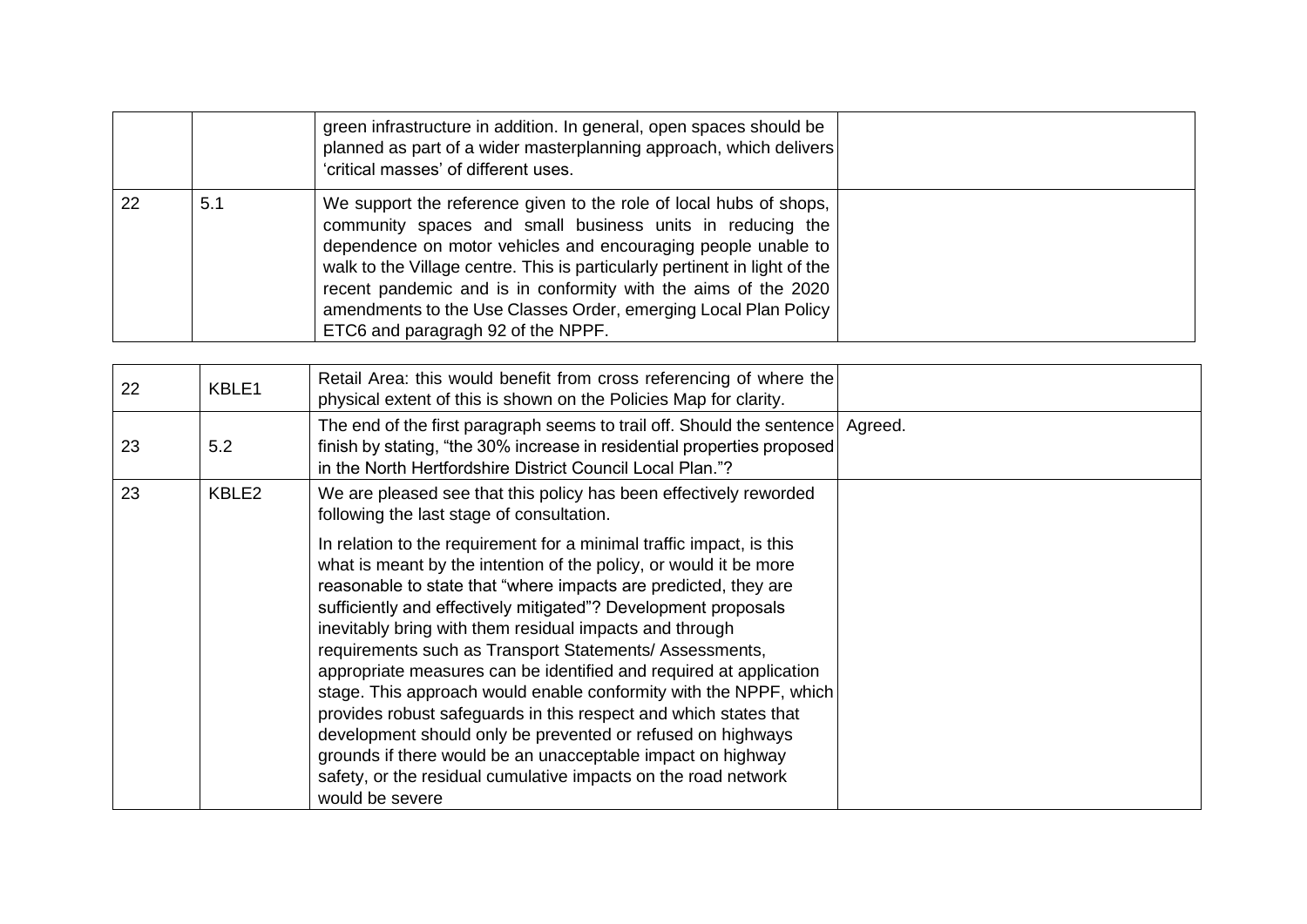| | | | |
|---|---|---|---|
| | | green infrastructure in addition. In general, open spaces should be planned as part of a wider masterplanning approach, which delivers 'critical masses' of different uses. | |
| 22 | 5.1 | We support the reference given to the role of local hubs of shops, community spaces and small business units in reducing the dependence on motor vehicles and encouraging people unable to walk to the Village centre. This is particularly pertinent in light of the recent pandemic and is in conformity with the aims of the 2020 amendments to the Use Classes Order, emerging Local Plan Policy ETC6 and paragragh 92 of the NPPF. | |
| 22 | KBLE1 | Retail Area: this would benefit from cross referencing of where the physical extent of this is shown on the Policies Map for clarity. | |
| 23 | 5.2 | The end of the first paragraph seems to trail off. Should the sentence finish by stating, "the 30% increase in residential properties proposed in the North Hertfordshire District Council Local Plan."? | Agreed. |
| 23 | KBLE2 | We are pleased see that this policy has been effectively reworded following the last stage of consultation.<br><br>In relation to the requirement for a minimal traffic impact, is this what is meant by the intention of the policy, or would it be more reasonable to state that "where impacts are predicted, they are sufficiently and effectively mitigated"? Development proposals inevitably bring with them residual impacts and through requirements such as Transport Statements/ Assessments, appropriate measures can be identified and required at application stage. This approach would enable conformity with the NPPF, which provides robust safeguards in this respect and which states that development should only be prevented or refused on highways grounds if there would be an unacceptable impact on highway safety, or the residual cumulative impacts on the road network would be severe | |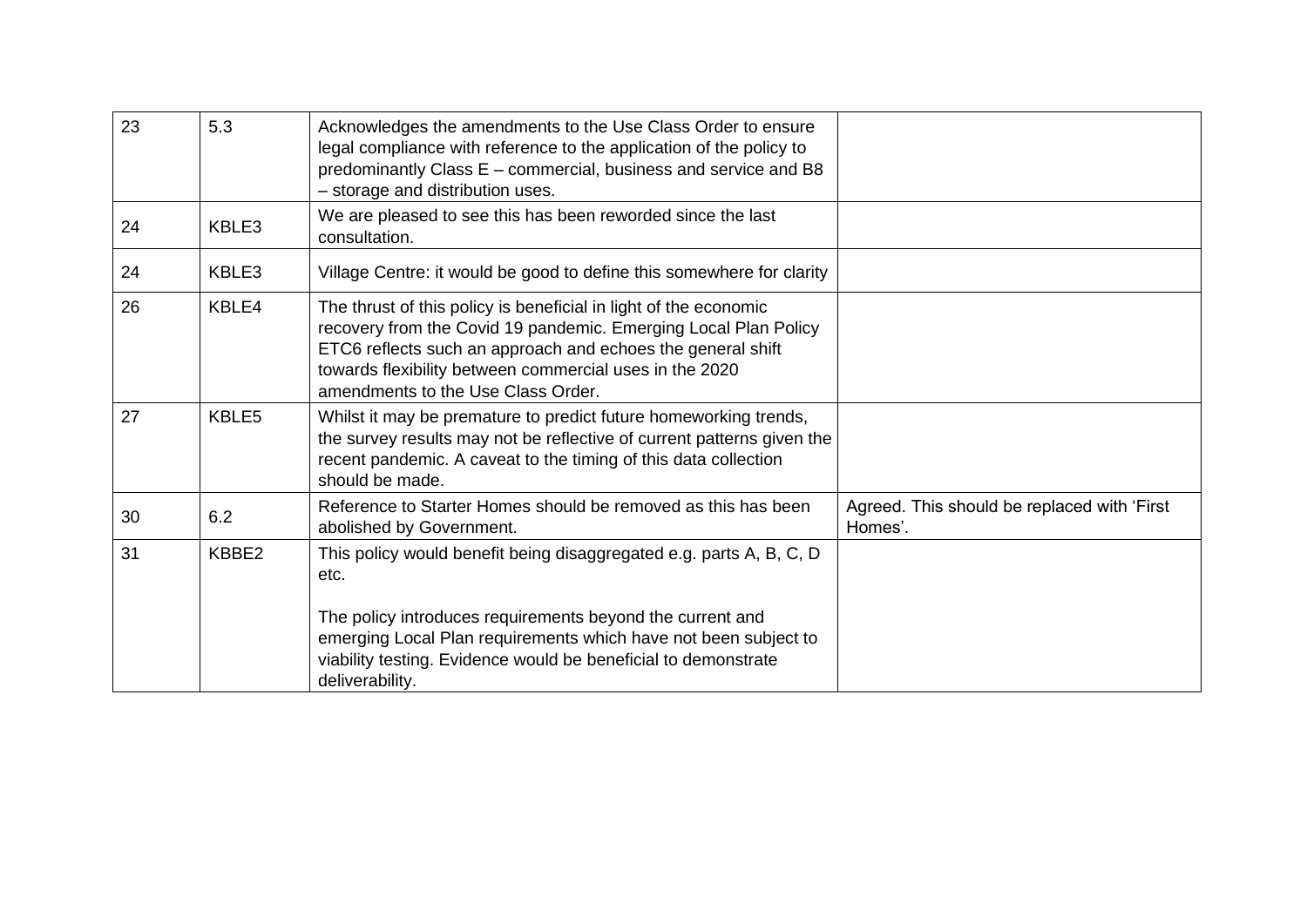| 23 | 5.3 | Acknowledges the amendments to the Use Class Order to ensure legal compliance with reference to the application of the policy to predominantly Class E – commercial, business and service and B8 – storage and distribution uses. | |
|---|---|---|---|
| 24 | KBLE3 | We are pleased to see this has been reworded since the last consultation. | |
| 24 | KBLE3 | Village Centre: it would be good to define this somewhere for clarity | |
| 26 | KBLE4 | The thrust of this policy is beneficial in light of the economic recovery from the Covid 19 pandemic. Emerging Local Plan Policy ETC6 reflects such an approach and echoes the general shift towards flexibility between commercial uses in the 2020 amendments to the Use Class Order. | |
| 27 | KBLE5 | Whilst it may be premature to predict future homeworking trends, the survey results may not be reflective of current patterns given the recent pandemic. A caveat to the timing of this data collection should be made. | |
| 30 | 6.2 | Reference to Starter Homes should be removed as this has been abolished by Government. | Agreed. This should be replaced with 'First Homes'. |
| 31 | KBBE2 | This policy would benefit being disaggregated e.g. parts A, B, C, D etc.<br><br>The policy introduces requirements beyond the current and emerging Local Plan requirements which have not been subject to viability testing. Evidence would be beneficial to demonstrate deliverability. | |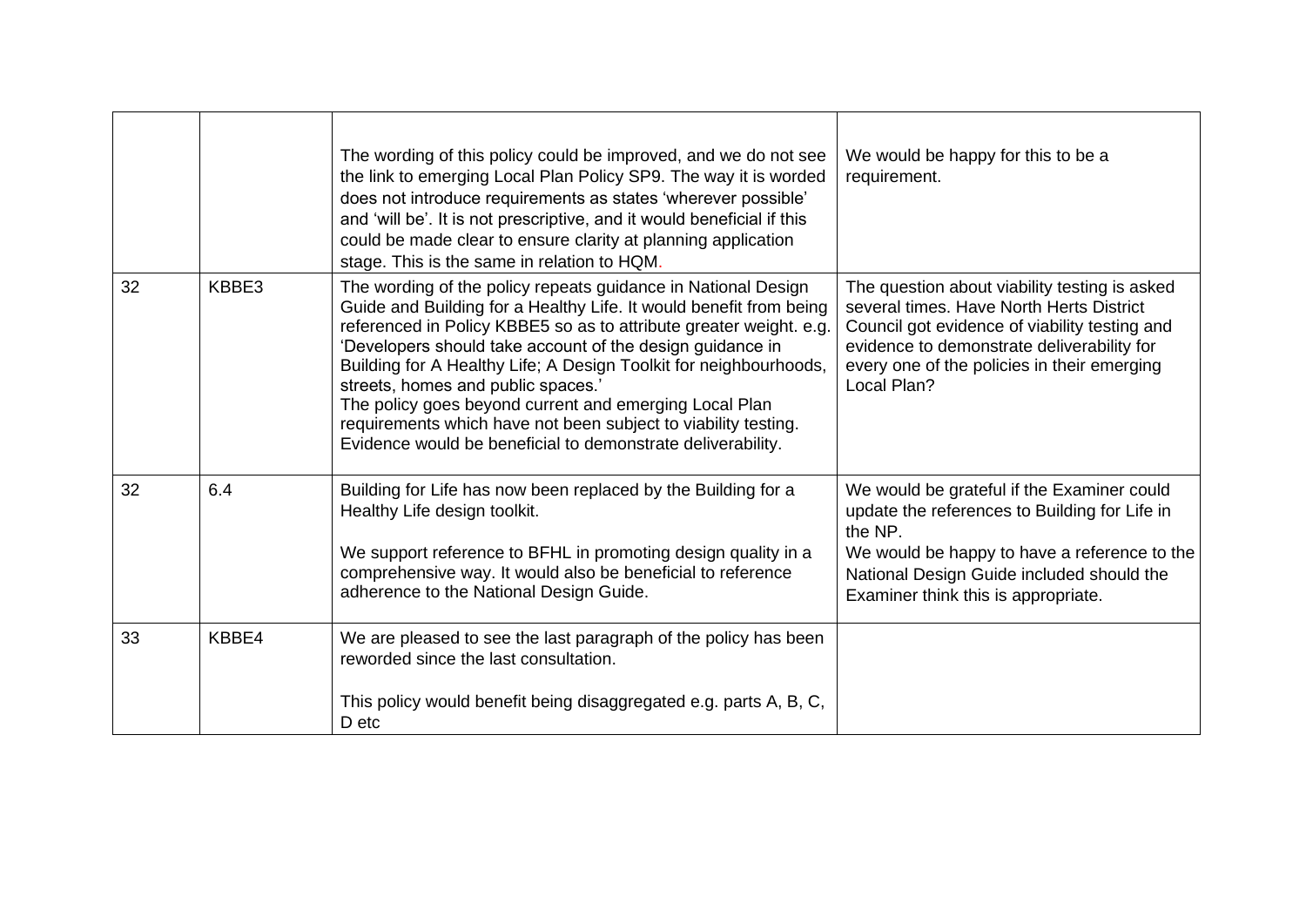| | | | |
|---|---|---|---|
| | | The wording of this policy could be improved, and we do not see the link to emerging Local Plan Policy SP9. The way it is worded does not introduce requirements as states 'wherever possible' and 'will be'. It is not prescriptive, and it would beneficial if this could be made clear to ensure clarity at planning application stage. This is the same in relation to HQM. | We would be happy for this to be a requirement. |
| 32 | KBBE3 | The wording of the policy repeats guidance in National Design Guide and Building for a Healthy Life. It would benefit from being referenced in Policy KBBE5 so as to attribute greater weight. e.g. 'Developers should take account of the design guidance in Building for A Healthy Life; A Design Toolkit for neighbourhoods, streets, homes and public spaces.'<br>The policy goes beyond current and emerging Local Plan requirements which have not been subject to viability testing. Evidence would be beneficial to demonstrate deliverability. | The question about viability testing is asked several times. Have North Herts District Council got evidence of viability testing and evidence to demonstrate deliverability for every one of the policies in their emerging Local Plan? |
| 32 | 6.4 | Building for Life has now been replaced by the Building for a Healthy Life design toolkit.<br><br>We support reference to BFHL in promoting design quality in a comprehensive way. It would also be beneficial to reference adherence to the National Design Guide. | We would be grateful if the Examiner could update the references to Building for Life in the NP.<br>We would be happy to have a reference to the National Design Guide included should the Examiner think this is appropriate. |
| 33 | KBBE4 | We are pleased to see the last paragraph of the policy has been reworded since the last consultation.<br><br>This policy would benefit being disaggregated e.g. parts A, B, C, D etc | |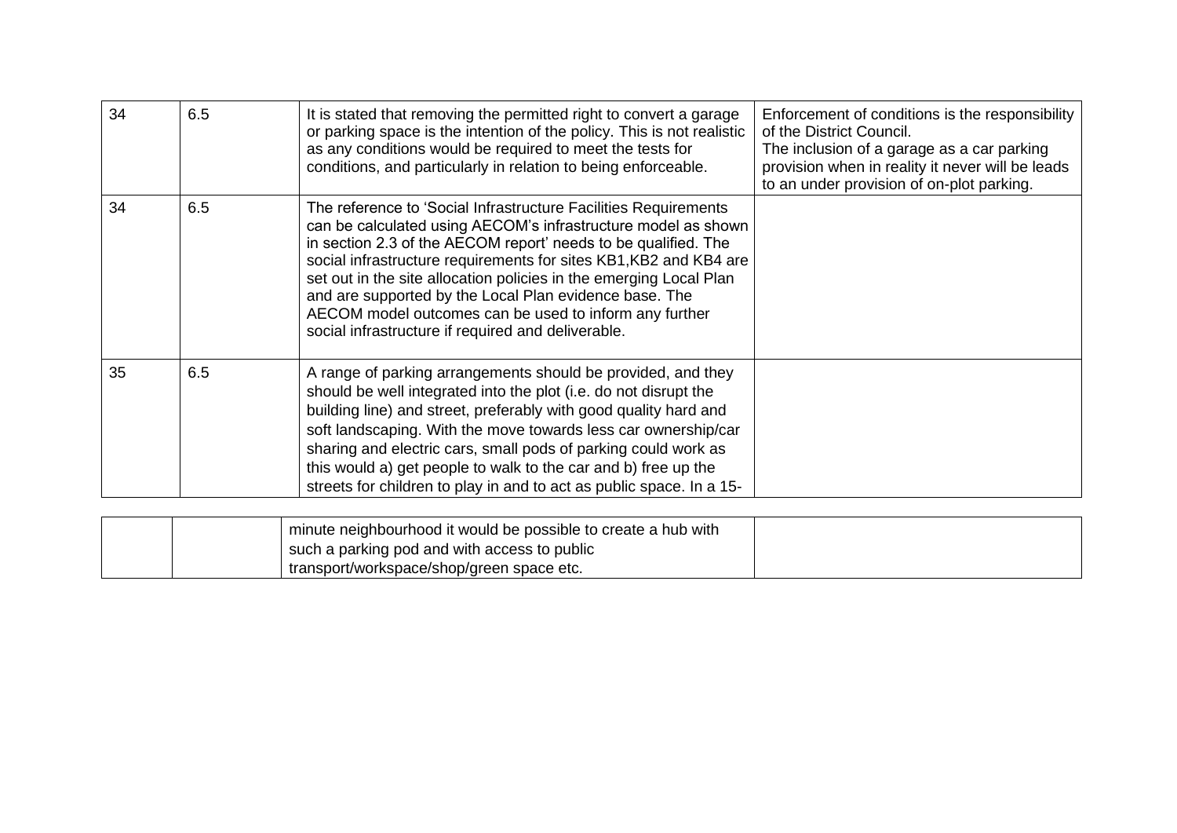| | | | |
|---|---|---|---|
| 34 | 6.5 | It is stated that removing the permitted right to convert a garage or parking space is the intention of the policy. This is not realistic as any conditions would be required to meet the tests for conditions, and particularly in relation to being enforceable. | Enforcement of conditions is the responsibility of the District Council.<br>The inclusion of a garage as a car parking provision when in reality it never will be leads to an under provision of on-plot parking. |
| 34 | 6.5 | The reference to 'Social Infrastructure Facilities Requirements can be calculated using AECOM's infrastructure model as shown in section 2.3 of the AECOM report' needs to be qualified. The social infrastructure requirements for sites KB1,KB2 and KB4 are set out in the site allocation policies in the emerging Local Plan and are supported by the Local Plan evidence base. The AECOM model outcomes can be used to inform any further social infrastructure if required and deliverable. | |
| 35 | 6.5 | A range of parking arrangements should be provided, and they should be well integrated into the plot (i.e. do not disrupt the building line) and street, preferably with good quality hard and soft landscaping. With the move towards less car ownership/car sharing and electric cars, small pods of parking could work as this would a) get people to walk to the car and b) free up the streets for children to play in and to act as public space. In a 15-minute neighbourhood it would be possible to create a hub with such a parking pod and with access to public transport/workspace/shop/green space etc. | |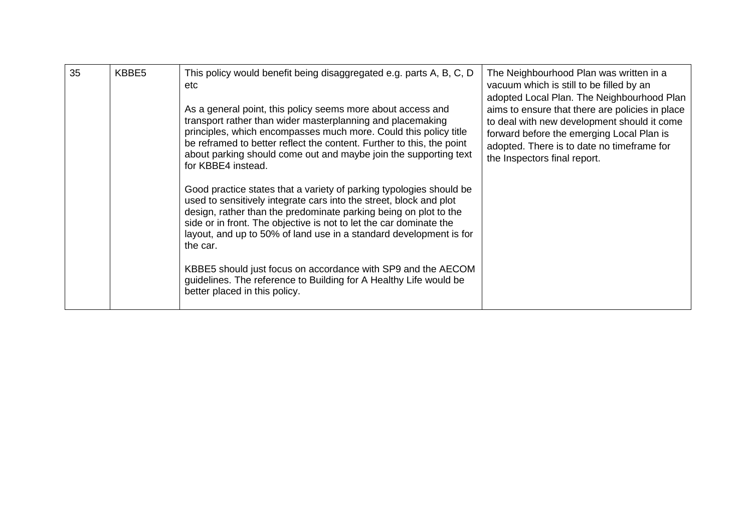| 35 | KBBE5 | This policy would benefit being disaggregated e.g. parts A, B, C, D etc<br><br>As a general point, this policy seems more about access and transport rather than wider masterplanning and placemaking principles, which encompasses much more. Could this policy title be reframed to better reflect the content. Further to this, the point about parking should come out and maybe join the supporting text for KBBE4 instead.<br><br>Good practice states that a variety of parking typologies should be used to sensitively integrate cars into the street, block and plot design, rather than the predominate parking being on plot to the side or in front. The objective is not to let the car dominate the layout, and up to 50% of land use in a standard development is for the car.<br><br>KBBE5 should just focus on accordance with SP9 and the AECOM guidelines. The reference to Building for A Healthy Life would be better placed in this policy. | The Neighbourhood Plan was written in a vacuum which is still to be filled by an adopted Local Plan. The Neighbourhood Plan aims to ensure that there are policies in place to deal with new development should it come forward before the emerging Local Plan is adopted. There is to date no timeframe for the Inspectors final report. |
|---|---|---|---|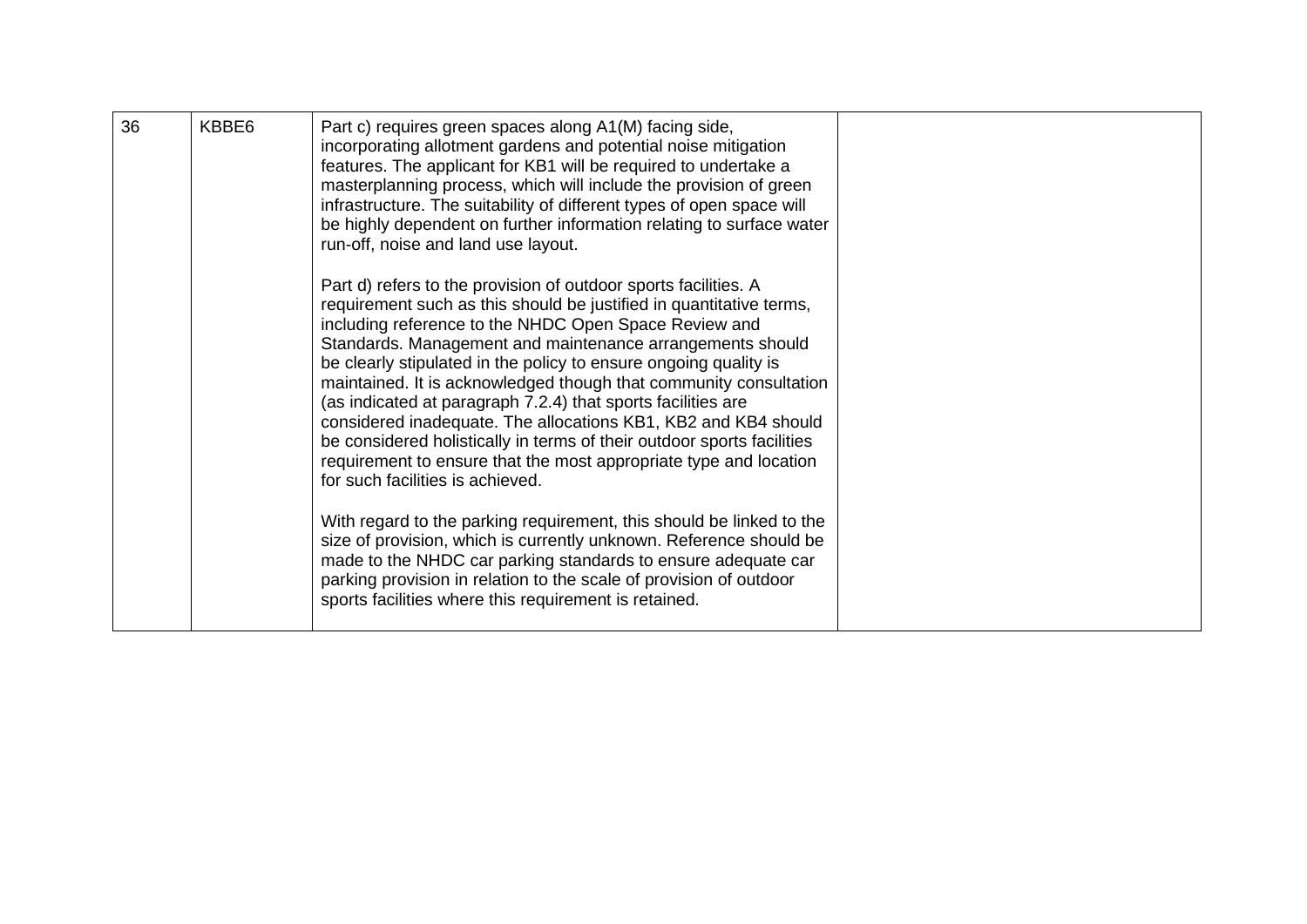| 36 | KBBE6 | Part c) requires green spaces along A1(M) facing side, incorporating allotment gardens and potential noise mitigation features. The applicant for KB1 will be required to undertake a masterplanning process, which will include the provision of green infrastructure. The suitability of different types of open space will be highly dependent on further information relating to surface water run-off, noise and land use layout.<br><br>Part d) refers to the provision of outdoor sports facilities. A requirement such as this should be justified in quantitative terms, including reference to the NHDC Open Space Review and Standards. Management and maintenance arrangements should be clearly stipulated in the policy to ensure ongoing quality is maintained. It is acknowledged though that community consultation (as indicated at paragraph 7.2.4) that sports facilities are considered inadequate. The allocations KB1, KB2 and KB4 should be considered holistically in terms of their outdoor sports facilities requirement to ensure that the most appropriate type and location for such facilities is achieved.<br><br>With regard to the parking requirement, this should be linked to the size of provision, which is currently unknown. Reference should be made to the NHDC car parking standards to ensure adequate car parking provision in relation to the scale of provision of outdoor sports facilities where this requirement is retained. | |
|---|---|---|---|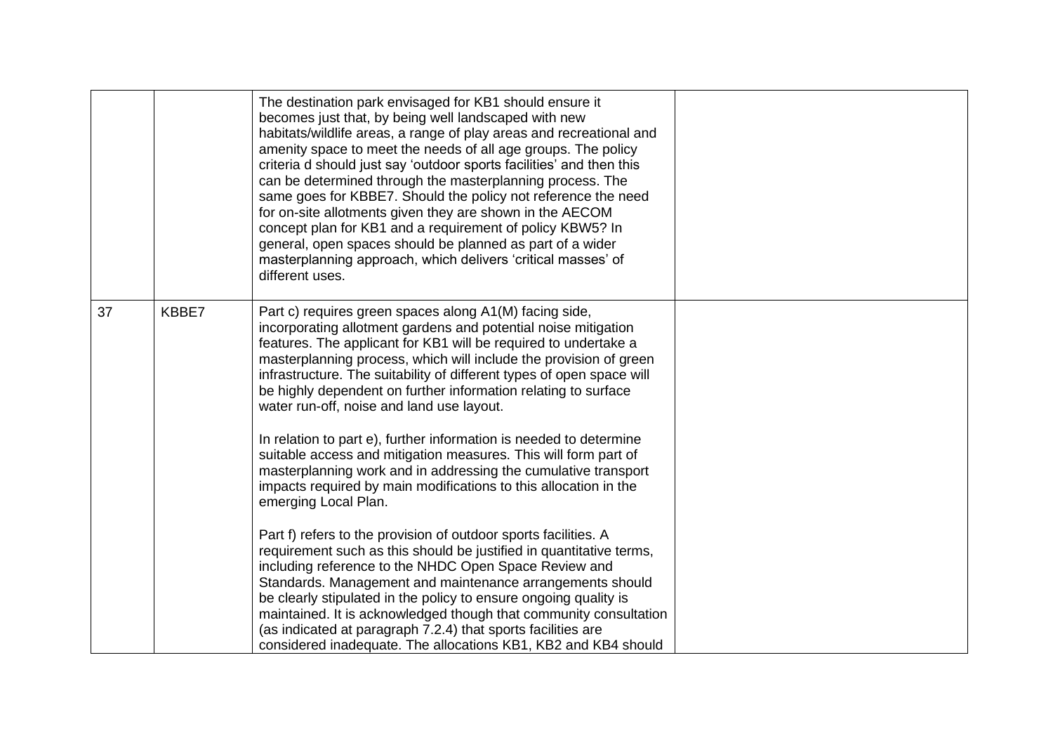| | | | |
|---|---|---|---|
| | | The destination park envisaged for KB1 should ensure it becomes just that, by being well landscaped with new habitats/wildlife areas, a range of play areas and recreational and amenity space to meet the needs of all age groups. The policy criteria d should just say 'outdoor sports facilities' and then this can be determined through the masterplanning process. The same goes for KBBE7. Should the policy not reference the need for on-site allotments given they are shown in the AECOM concept plan for KB1 and a requirement of policy KBW5? In general, open spaces should be planned as part of a wider masterplanning approach, which delivers 'critical masses' of different uses. | |
| 37 | KBBE7 | Part c) requires green spaces along A1(M) facing side, incorporating allotment gardens and potential noise mitigation features. The applicant for KB1 will be required to undertake a masterplanning process, which will include the provision of green infrastructure. The suitability of different types of open space will be highly dependent on further information relating to surface water run-off, noise and land use layout.<br><br>In relation to part e), further information is needed to determine suitable access and mitigation measures. This will form part of masterplanning work and in addressing the cumulative transport impacts required by main modifications to this allocation in the emerging Local Plan.<br><br>Part f) refers to the provision of outdoor sports facilities. A requirement such as this should be justified in quantitative terms, including reference to the NHDC Open Space Review and Standards. Management and maintenance arrangements should be clearly stipulated in the policy to ensure ongoing quality is maintained. It is acknowledged though that community consultation (as indicated at paragraph 7.2.4) that sports facilities are considered inadequate. The allocations KB1, KB2 and KB4 should | |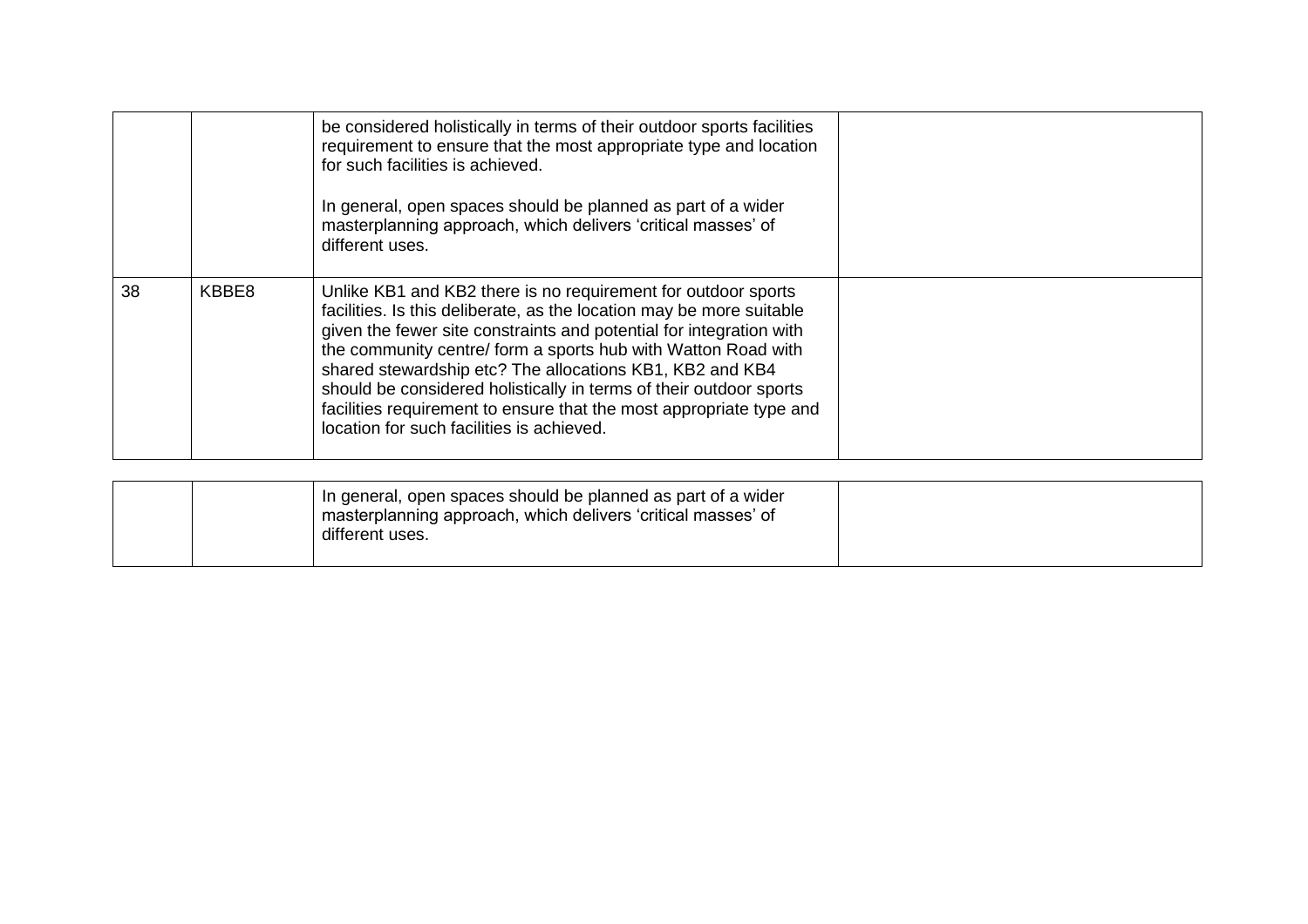| | | | |
|---|---|---|---|
| | | be considered holistically in terms of their outdoor sports facilities requirement to ensure that the most appropriate type and location for such facilities is achieved.<br><br>In general, open spaces should be planned as part of a wider masterplanning approach, which delivers 'critical masses' of different uses. | |
| 38 | KBBE8 | Unlike KB1 and KB2 there is no requirement for outdoor sports facilities. Is this deliberate, as the location may be more suitable given the fewer site constraints and potential for integration with the community centre/ form a sports hub with Watton Road with shared stewardship etc? The allocations KB1, KB2 and KB4 should be considered holistically in terms of their outdoor sports facilities requirement to ensure that the most appropriate type and location for such facilities is achieved.<br><br>In general, open spaces should be planned as part of a wider masterplanning approach, which delivers 'critical masses' of different uses. | |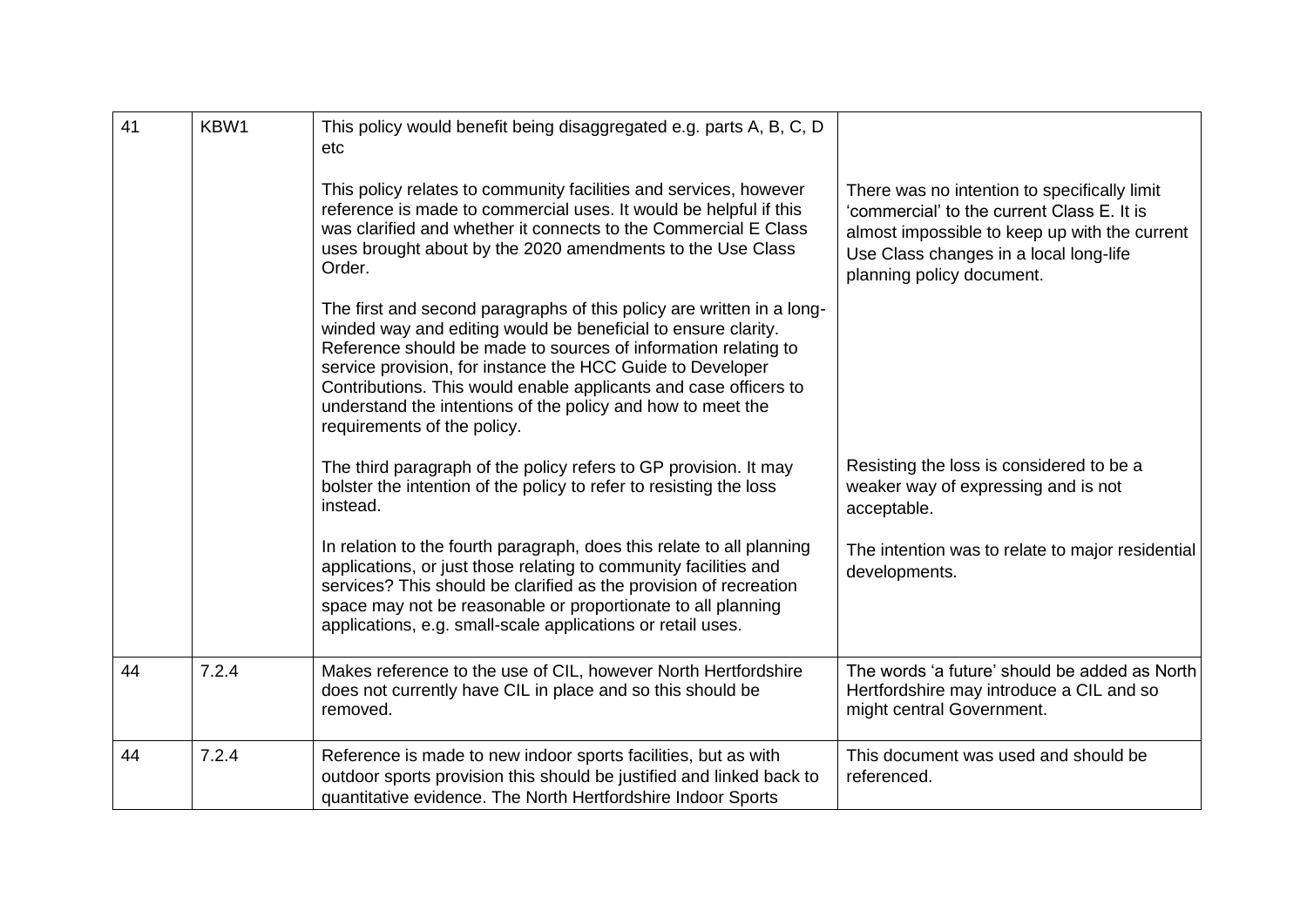| 41 | KBW1 | This policy would benefit being disaggregated e.g. parts A, B, C, D etc<br><br>This policy relates to community facilities and services, however reference is made to commercial uses. It would be helpful if this was clarified and whether it connects to the Commercial E Class uses brought about by the 2020 amendments to the Use Class Order.<br><br>The first and second paragraphs of this policy are written in a long-winded way and editing would be beneficial to ensure clarity. Reference should be made to sources of information relating to service provision, for instance the HCC Guide to Developer Contributions. This would enable applicants and case officers to understand the intentions of the policy and how to meet the requirements of the policy.<br><br>The third paragraph of the policy refers to GP provision. It may bolster the intention of the policy to refer to resisting the loss instead.<br><br>In relation to the fourth paragraph, does this relate to all planning applications, or just those relating to community facilities and services? This should be clarified as the provision of recreation space may not be reasonable or proportionate to all planning applications, e.g. small-scale applications or retail uses. | <br><br>There was no intention to specifically limit 'commercial' to the current Class E. It is almost impossible to keep up with the current Use Class changes in a local long-life planning policy document.<br><br><br><br>Resisting the loss is considered to be a weaker way of expressing and is not acceptable.<br><br>The intention was to relate to major residential developments. |
|---|---|---|---|
| 44 | 7.2.4 | Makes reference to the use of CIL, however North Hertfordshire does not currently have CIL in place and so this should be removed. | The words 'a future' should be added as North Hertfordshire may introduce a CIL and so might central Government. |
| 44 | 7.2.4 | Reference is made to new indoor sports facilities, but as with outdoor sports provision this should be justified and linked back to quantitative evidence. The North Hertfordshire Indoor Sports | This document was used and should be referenced. |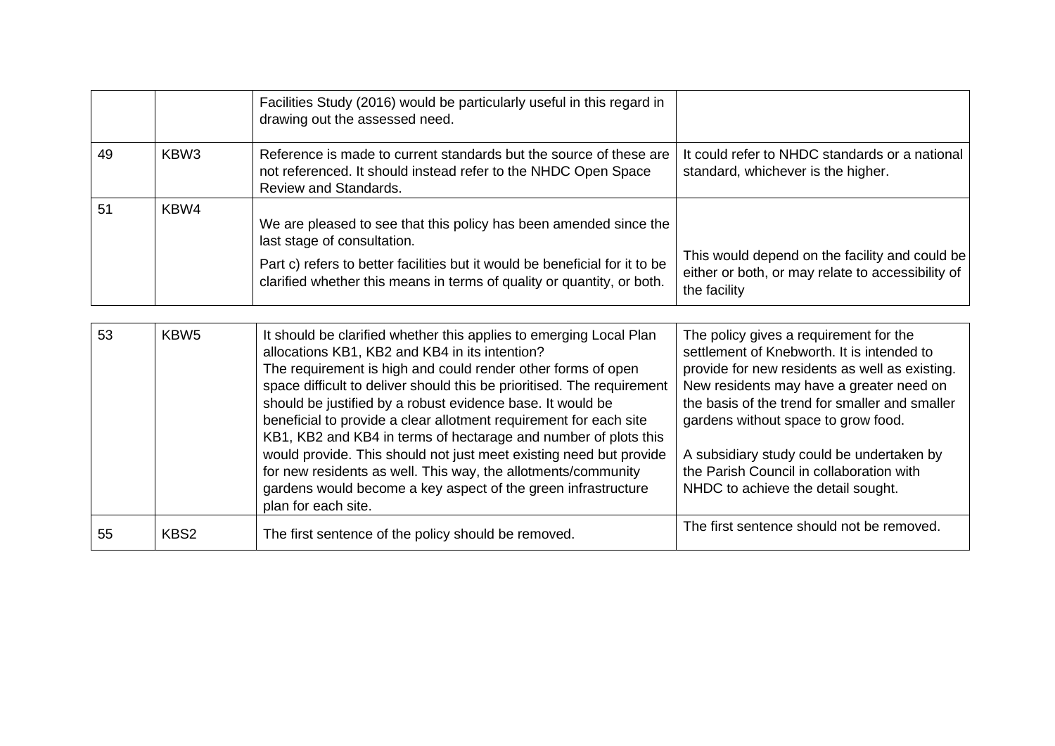|  |  |  |  |
|---|---|---|---|
|  |  | Facilities Study (2016) would be particularly useful in this regard in drawing out the assessed need. |  |
| 49 | KBW3 | Reference is made to current standards but the source of these are not referenced. It should instead refer to the NHDC Open Space Review and Standards. | It could refer to NHDC standards or a national standard, whichever is the higher. |
| 51 | KBW4 | We are pleased to see that this policy has been amended since the last stage of consultation.<br><br>Part c) refers to better facilities but it would be beneficial for it to be clarified whether this means in terms of quality or quantity, or both. | This would depend on the facility and could be either or both, or may relate to accessibility of the facility |
| 53 | KBW5 | It should be clarified whether this applies to emerging Local Plan allocations KB1, KB2 and KB4 in its intention?<br>The requirement is high and could render other forms of open space difficult to deliver should this be prioritised. The requirement should be justified by a robust evidence base. It would be beneficial to provide a clear allotment requirement for each site KB1, KB2 and KB4 in terms of hectarage and number of plots this would provide. This should not just meet existing need but provide for new residents as well. This way, the allotments/community gardens would become a key aspect of the green infrastructure plan for each site. | The policy gives a requirement for the settlement of Knebworth. It is intended to provide for new residents as well as existing. New residents may have a greater need on the basis of the trend for smaller and smaller gardens without space to grow food.<br><br>A subsidiary study could be undertaken by the Parish Council in collaboration with NHDC to achieve the detail sought. |
| 55 | KBS2 | The first sentence of the policy should be removed. | The first sentence should not be removed. |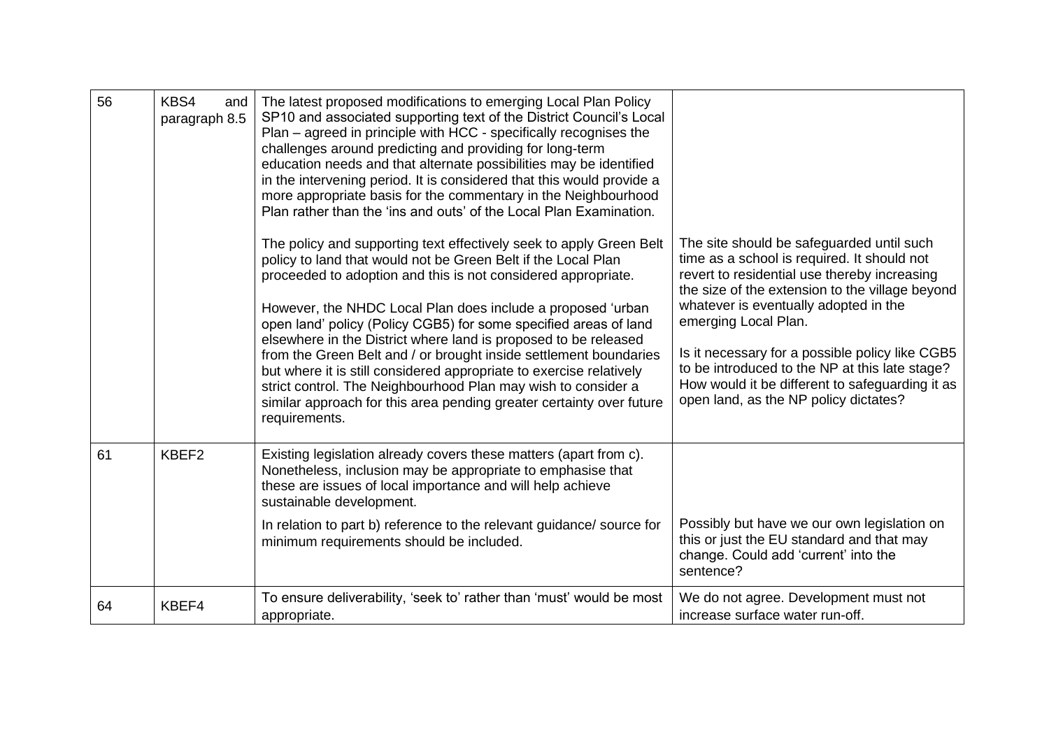| 56 | KBS4 and paragraph 8.5 | The latest proposed modifications to emerging Local Plan Policy SP10 and associated supporting text of the District Council's Local Plan – agreed in principle with HCC - specifically recognises the challenges around predicting and providing for long-term education needs and that alternate possibilities may be identified in the intervening period. It is considered that this would provide a more appropriate basis for the commentary in the Neighbourhood Plan rather than the 'ins and outs' of the Local Plan Examination.<br><br>The policy and supporting text effectively seek to apply Green Belt policy to land that would not be Green Belt if the Local Plan proceeded to adoption and this is not considered appropriate.<br><br>However, the NHDC Local Plan does include a proposed 'urban open land' policy (Policy CGB5) for some specified areas of land elsewhere in the District where land is proposed to be released from the Green Belt and / or brought inside settlement boundaries but where it is still considered appropriate to exercise relatively strict control. The Neighbourhood Plan may wish to consider a similar approach for this area pending greater certainty over future requirements. | The site should be safeguarded until such time as a school is required. It should not revert to residential use thereby increasing the size of the extension to the village beyond whatever is eventually adopted in the emerging Local Plan.<br><br>Is it necessary for a possible policy like CGB5 to be introduced to the NP at this late stage? How would it be different to safeguarding it as open land, as the NP policy dictates? |
|---|---|---|---|
| 61 | KBEF2 | Existing legislation already covers these matters (apart from c). Nonetheless, inclusion may be appropriate to emphasise that these are issues of local importance and will help achieve sustainable development.<br><br>In relation to part b) reference to the relevant guidance/ source for minimum requirements should be included. | Possibly but have we our own legislation on this or just the EU standard and that may change. Could add 'current' into the sentence? |
| 64 | KBEF4 | To ensure deliverability, 'seek to' rather than 'must' would be most appropriate. | We do not agree. Development must not increase surface water run-off. |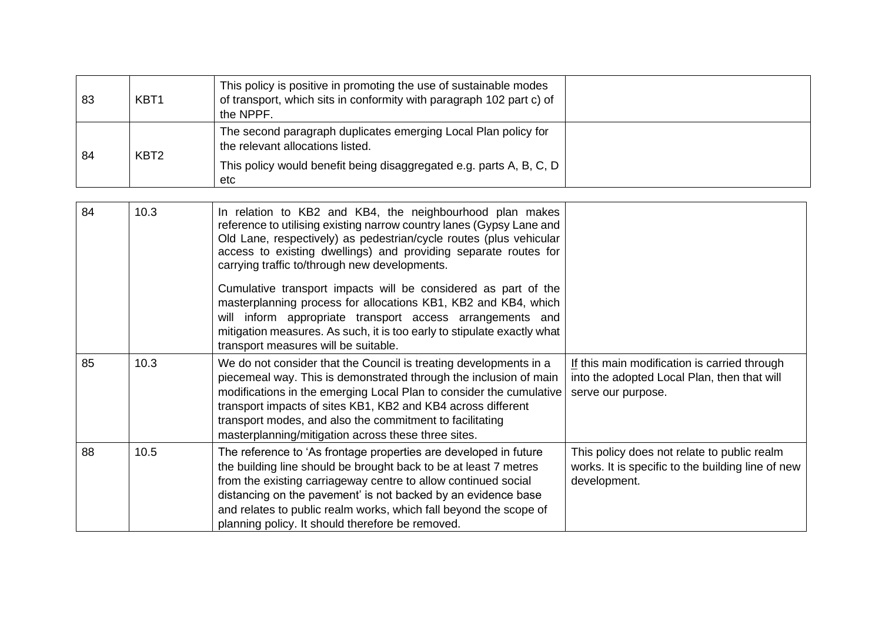| | | | |
|---|---|---|---|
| 83 | KBT1 | This policy is positive in promoting the use of sustainable modes of transport, which sits in conformity with paragraph 102 part c) of the NPPF. | |
| 84 | KBT2 | The second paragraph duplicates emerging Local Plan policy for the relevant allocations listed.<br><br>This policy would benefit being disaggregated e.g. parts A, B, C, D etc | |

| | | | |
|---|---|---|---|
| 84 | 10.3 | In relation to KB2 and KB4, the neighbourhood plan makes reference to utilising existing narrow country lanes (Gypsy Lane and Old Lane, respectively) as pedestrian/cycle routes (plus vehicular access to existing dwellings) and providing separate routes for carrying traffic to/through new developments.<br><br>Cumulative transport impacts will be considered as part of the masterplanning process for allocations KB1, KB2 and KB4, which will inform appropriate transport access arrangements and mitigation measures. As such, it is too early to stipulate exactly what transport measures will be suitable. | |
| 85 | 10.3 | We do not consider that the Council is treating developments in a piecemeal way. This is demonstrated through the inclusion of main modifications in the emerging Local Plan to consider the cumulative transport impacts of sites KB1, KB2 and KB4 across different transport modes, and also the commitment to facilitating masterplanning/mitigation across these three sites. | If this main modification is carried through into the adopted Local Plan, then that will serve our purpose. |
| 88 | 10.5 | The reference to 'As frontage properties are developed in future the building line should be brought back to be at least 7 metres from the existing carriageway centre to allow continued social distancing on the pavement' is not backed by an evidence base and relates to public realm works, which fall beyond the scope of planning policy. It should therefore be removed. | This policy does not relate to public realm works. It is specific to the building line of new development. |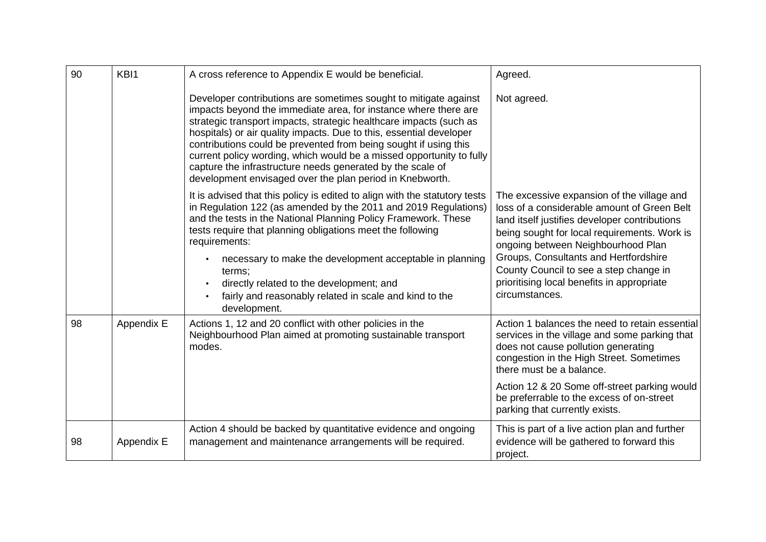| | | | |
|---|---|---|---|
| 90 | KBI1 | A cross reference to Appendix E would be beneficial.<br><br>Developer contributions are sometimes sought to mitigate against impacts beyond the immediate area, for instance where there are strategic transport impacts, strategic healthcare impacts (such as hospitals) or air quality impacts. Due to this, essential developer contributions could be prevented from being sought if using this current policy wording, which would be a missed opportunity to fully capture the infrastructure needs generated by the scale of development envisaged over the plan period in Knebworth.<br><br>It is advised that this policy is edited to align with the statutory tests in Regulation 122 (as amended by the 2011 and 2019 Regulations) and the tests in the National Planning Policy Framework. These tests require that planning obligations meet the following requirements:<br>• necessary to make the development acceptable in planning terms;<br>• directly related to the development; and<br>• fairly and reasonably related in scale and kind to the development. | Agreed.<br><br>Not agreed.<br><br>The excessive expansion of the village and loss of a considerable amount of Green Belt land itself justifies developer contributions being sought for local requirements. Work is ongoing between Neighbourhood Plan Groups, Consultants and Hertfordshire County Council to see a step change in prioritising local benefits in appropriate circumstances. |
| 98 | Appendix E | Actions 1, 12 and 20 conflict with other policies in the Neighbourhood Plan aimed at promoting sustainable transport modes. | Action 1 balances the need to retain essential services in the village and some parking that does not cause pollution generating congestion in the High Street. Sometimes there must be a balance.<br><br>Action 12 & 20 Some off-street parking would be preferrable to the excess of on-street parking that currently exists. |
| 98 | Appendix E | Action 4 should be backed by quantitative evidence and ongoing management and maintenance arrangements will be required. | This is part of a live action plan and further evidence will be gathered to forward this project. |